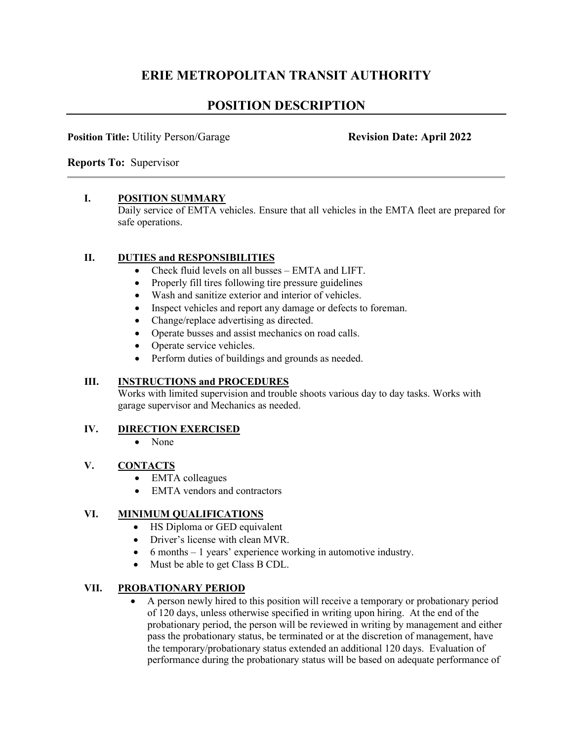# ERIE METROPOLITAN TRANSIT AUTHORITY

## POSITION DESCRIPTION

**Position Title:** Utility Person/Garage **Revision Date: April 2022**

**Reports To:** Supervisor

### I. POSITION SUMMARY

Daily service of EMTA vehicles. Ensure that all vehicles in the EMTA fleet are prepared for safe operations.

### II. DUTIES and RESPONSIBILITIES

- Check fluid levels on all busses – EMTA and LIFT.
- Properly fill tires following tire pressure guidelines
- Wash and sanitize exterior and interior of vehicles.
- Inspect vehicles and report any damage or defects to foreman.
- Change/replace advertising as directed.
- Operate busses and assist mechanics on road calls.
- Operate service vehicles.
- Perform duties of buildings and grounds as needed.

### III. INSTRUCTIONS and PROCEDURES

Works with limited supervision and trouble shoots various day to day tasks. Works with garage supervisor and Mechanics as needed.

### IV. DIRECTION EXERCISED

- None

### V. CONTACTS

- EMTA colleagues
- EMTA vendors and contractors

### VI. MINIMUM QUALIFICATIONS

- HS Diploma or GED equivalent
- Driver's license with clean MVR.
- 6 months – 1 years' experience working in automotive industry.
- Must be able to get Class B CDL.

### VII. PROBATIONARY PERIOD

- A person newly hired to this position will receive a temporary or probationary period of 120 days, unless otherwise specified in writing upon hiring. At the end of the probationary period, the person will be reviewed in writing by management and either pass the probationary status, be terminated or at the discretion of management, have the temporary/probationary status extended an additional 120 days. Evaluation of performance during the probationary status will be based on adequate performance of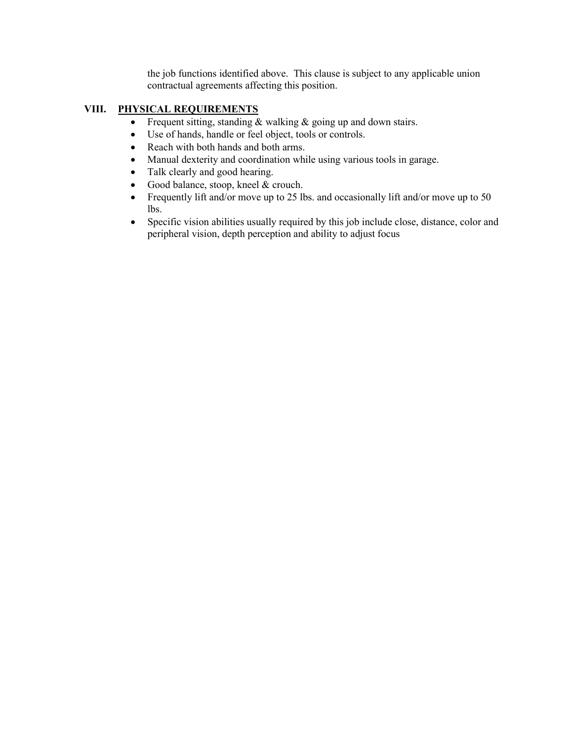the job functions identified above. This clause is subject to any applicable union contractual agreements affecting this position.

## VIII. PHYSICAL REQUIREMENTS

- Frequent sitting, standing & walking & going up and down stairs.
- Use of hands, handle or feel object, tools or controls.
- Reach with both hands and both arms.
- Manual dexterity and coordination while using various tools in garage.
- Talk clearly and good hearing.
- Good balance, stoop, kneel & crouch.
- Frequently lift and/or move up to 25 lbs. and occasionally lift and/or move up to 50 lbs.
- Specific vision abilities usually required by this job include close, distance, color and peripheral vision, depth perception and ability to adjust focus